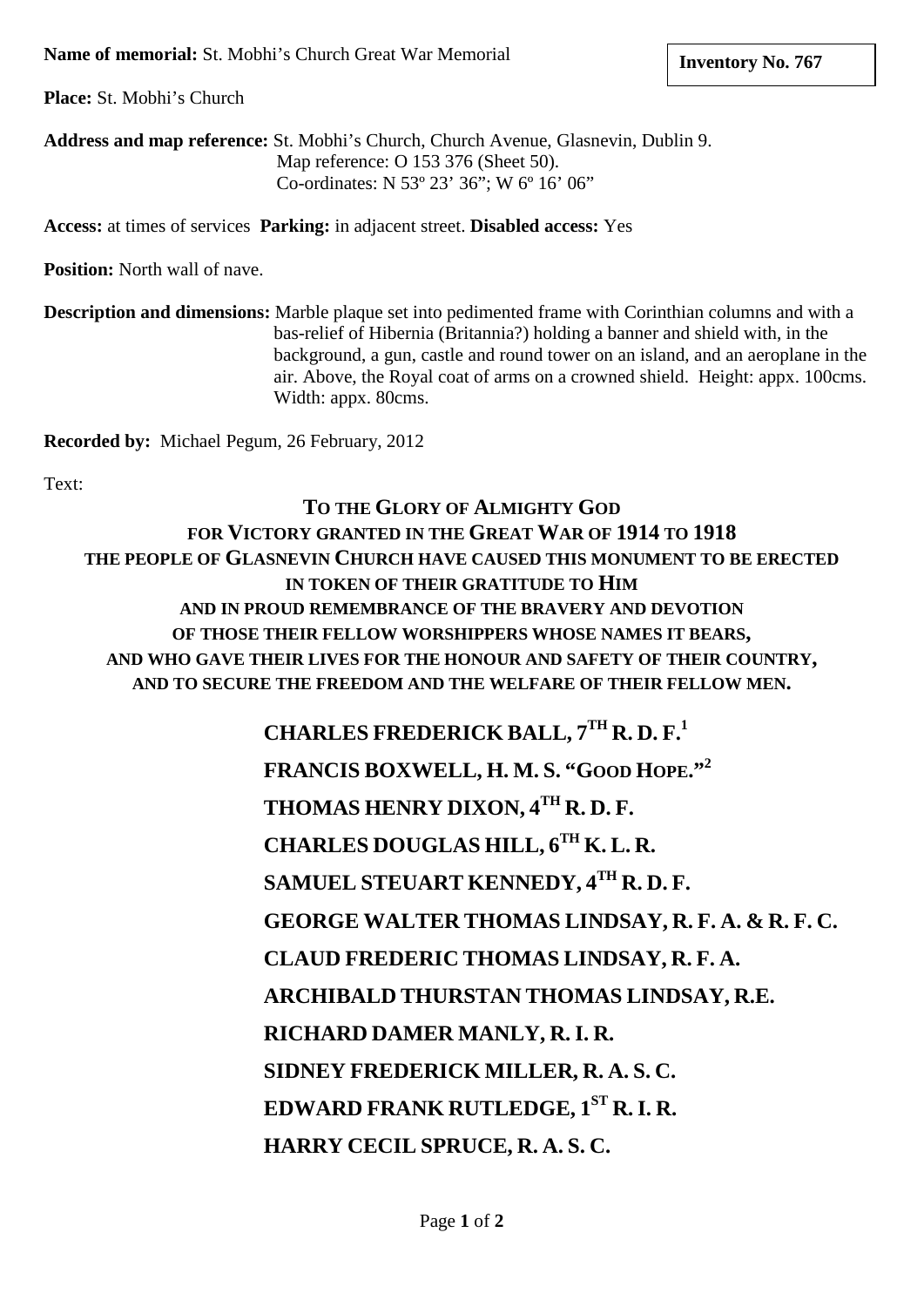**Name of memorial:** St. Mobhi's Church Great War Memorial

**Inventory No. 767**

**Place:** St. Mobhi's Church

**Address and map reference:** St. Mobhi's Church, Church Avenue, Glasnevin, Dublin 9.
Map reference: O 153 376 (Sheet 50).
Co-ordinates: N 53º 23' 36"; W 6º 16' 06"

**Access:** at times of services **Parking:** in adjacent street. **Disabled access:** Yes

**Position:** North wall of nave.

**Description and dimensions:** Marble plaque set into pedimented frame with Corinthian columns and with a bas-relief of Hibernia (Britannia?) holding a banner and shield with, in the background, a gun, castle and round tower on an island, and an aeroplane in the air. Above, the Royal coat of arms on a crowned shield. Height: appx. 100cms. Width: appx. 80cms.

**Recorded by:** Michael Pegum, 26 February, 2012

Text:

**TO THE GLORY OF ALMIGHTY GOD**
**FOR VICTORY GRANTED IN THE GREAT WAR OF 1914 TO 1918**
**THE PEOPLE OF GLASNEVIN CHURCH HAVE CAUSED THIS MONUMENT TO BE ERECTED**
**IN TOKEN OF THEIR GRATITUDE TO HIM**
**AND IN PROUD REMEMBRANCE OF THE BRAVERY AND DEVOTION**
**OF THOSE THEIR FELLOW WORSHIPPERS WHOSE NAMES IT BEARS,**
**AND WHO GAVE THEIR LIVES FOR THE HONOUR AND SAFETY OF THEIR COUNTRY,**
**AND TO SECURE THE FREEDOM AND THE WELFARE OF THEIR FELLOW MEN.**

**CHARLES FREDERICK BALL, 7TH R. D. F.**[1]

**FRANCIS BOXWELL, H. M. S. "GOOD HOPE."**[2]

**THOMAS HENRY DIXON, 4TH R. D. F.**

**CHARLES DOUGLAS HILL, 6TH K. L. R.**

**SAMUEL STEUART KENNEDY, 4TH R. D. F.**

**GEORGE WALTER THOMAS LINDSAY, R. F. A. & R. F. C.**

**CLAUD FREDERIC THOMAS LINDSAY, R. F. A.**

**ARCHIBALD THURSTAN THOMAS LINDSAY, R.E.**

**RICHARD DAMER MANLY, R. I. R.**

**SIDNEY FREDERICK MILLER, R. A. S. C.**

**EDWARD FRANK RUTLEDGE, 1ST R. I. R.**

**HARRY CECIL SPRUCE, R. A. S. C.**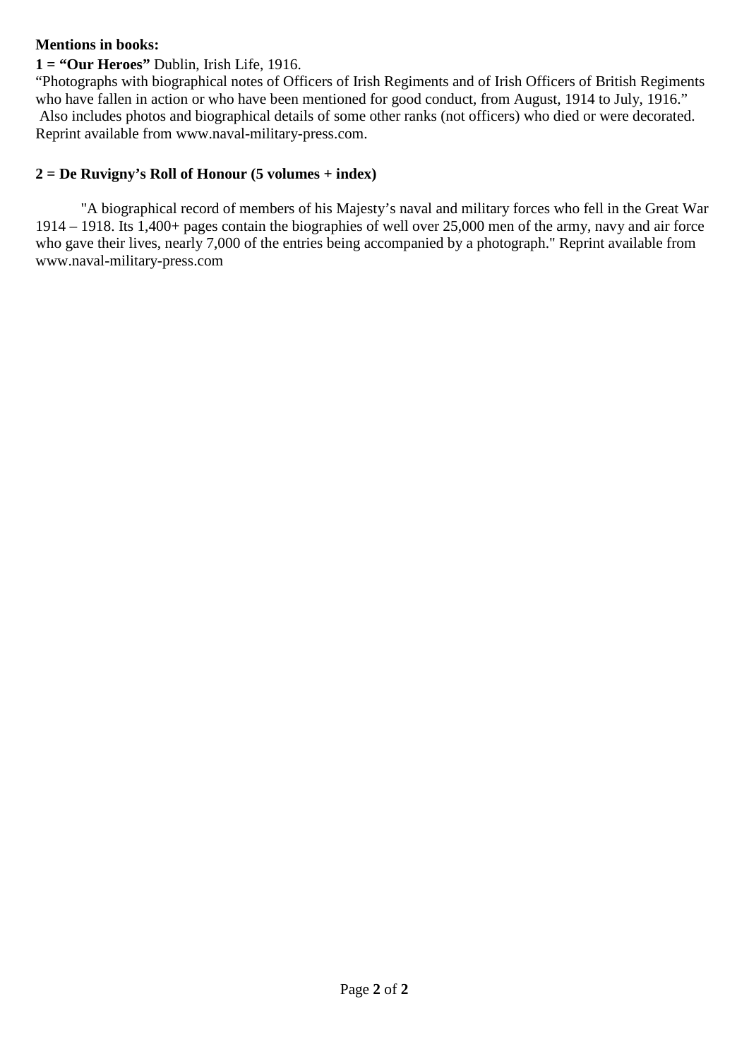**Mentions in books:**

**1 = "Our Heroes"** Dublin, Irish Life, 1916.

"Photographs with biographical notes of Officers of Irish Regiments and of Irish Officers of British Regiments who have fallen in action or who have been mentioned for good conduct, from August, 1914 to July, 1916." Also includes photos and biographical details of some other ranks (not officers) who died or were decorated. Reprint available from www.naval-military-press.com.

**2 = De Ruvigny's Roll of Honour (5 volumes + index)**

"A biographical record of members of his Majesty's naval and military forces who fell in the Great War 1914 – 1918. Its 1,400+ pages contain the biographies of well over 25,000 men of the army, navy and air force who gave their lives, nearly 7,000 of the entries being accompanied by a photograph." Reprint available from www.naval-military-press.com